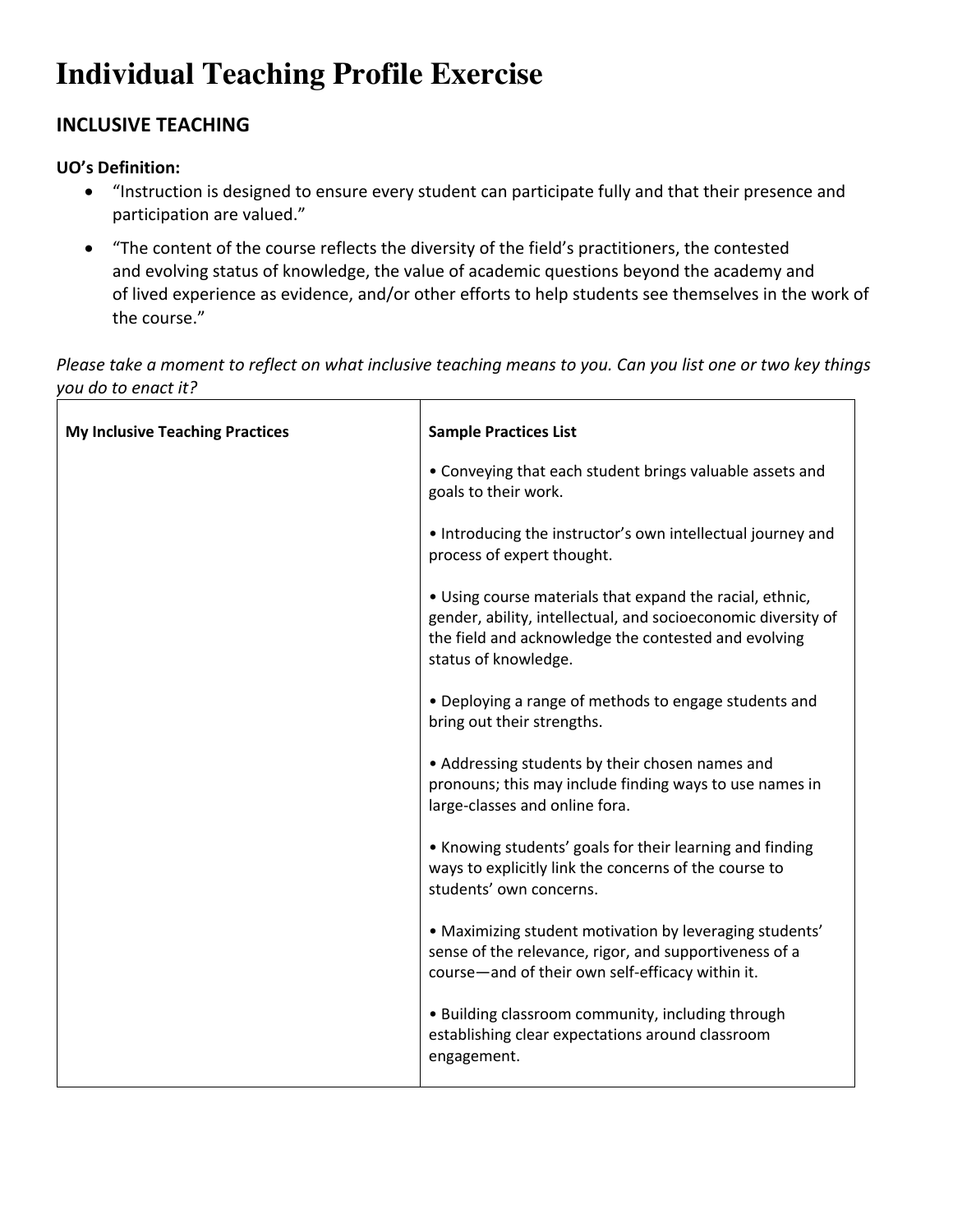# Individual Teaching Profile Exercise

## INCLUSIVE TEACHING

**UO's Definition:**

- "Instruction is designed to ensure every student can participate fully and that their presence and participation are valued."
- "The content of the course reflects the diversity of the field's practitioners, the contested and evolving status of knowledge, the value of academic questions beyond the academy and of lived experience as evidence, and/or other efforts to help students see themselves in the work of the course."

*Please take a moment to reflect on what inclusive teaching means to you. Can you list one or two key things you do to enact it?*

| **My Inclusive Teaching Practices** | **Sample Practices List** |
|---|---|
| | • Conveying that each student brings valuable assets and goals to their work.<br><br>• Introducing the instructor's own intellectual journey and process of expert thought.<br><br>• Using course materials that expand the racial, ethnic, gender, ability, intellectual, and socioeconomic diversity of the field and acknowledge the contested and evolving status of knowledge.<br><br>• Deploying a range of methods to engage students and bring out their strengths.<br><br>• Addressing students by their chosen names and pronouns; this may include finding ways to use names in large-classes and online fora.<br><br>• Knowing students' goals for their learning and finding ways to explicitly link the concerns of the course to students' own concerns.<br><br>• Maximizing student motivation by leveraging students' sense of the relevance, rigor, and supportiveness of a course—and of their own self-efficacy within it.<br><br>• Building classroom community, including through establishing clear expectations around classroom engagement. |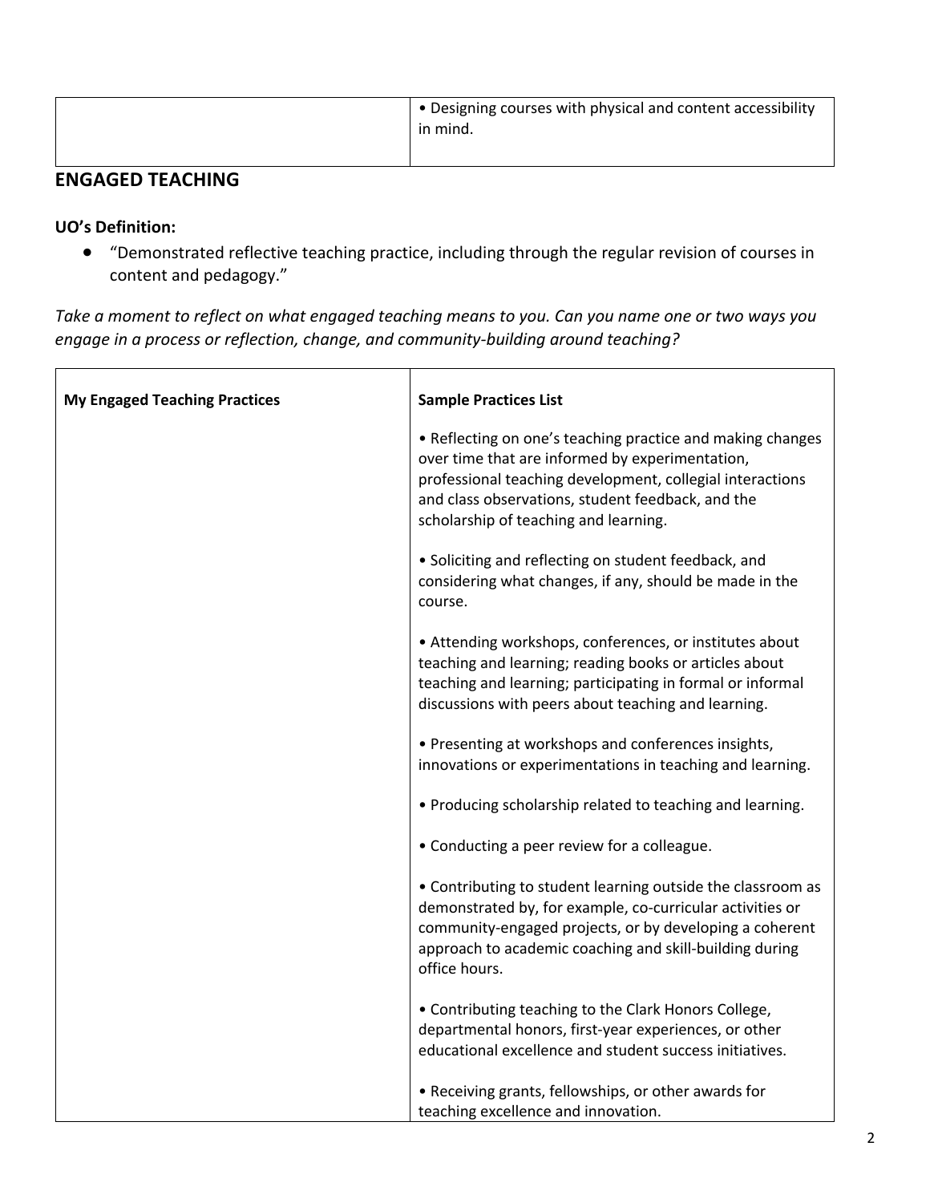| | • Designing courses with physical and content accessibility in mind. |
|---|---|

## ENGAGED TEACHING

**UO's Definition:**

- "Demonstrated reflective teaching practice, including through the regular revision of courses in content and pedagogy."

*Take a moment to reflect on what engaged teaching means to you. Can you name one or two ways you engage in a process or reflection, change, and community-building around teaching?*

| **My Engaged Teaching Practices** | **Sample Practices List** |
|---|---|
| | • Reflecting on one's teaching practice and making changes over time that are informed by experimentation, professional teaching development, collegial interactions and class observations, student feedback, and the scholarship of teaching and learning.<br><br>• Soliciting and reflecting on student feedback, and considering what changes, if any, should be made in the course.<br><br>• Attending workshops, conferences, or institutes about teaching and learning; reading books or articles about teaching and learning; participating in formal or informal discussions with peers about teaching and learning.<br><br>• Presenting at workshops and conferences insights, innovations or experimentations in teaching and learning.<br><br>• Producing scholarship related to teaching and learning.<br><br>• Conducting a peer review for a colleague.<br><br>• Contributing to student learning outside the classroom as demonstrated by, for example, co-curricular activities or community-engaged projects, or by developing a coherent approach to academic coaching and skill-building during office hours.<br><br>• Contributing teaching to the Clark Honors College, departmental honors, first-year experiences, or other educational excellence and student success initiatives.<br><br>• Receiving grants, fellowships, or other awards for teaching excellence and innovation. |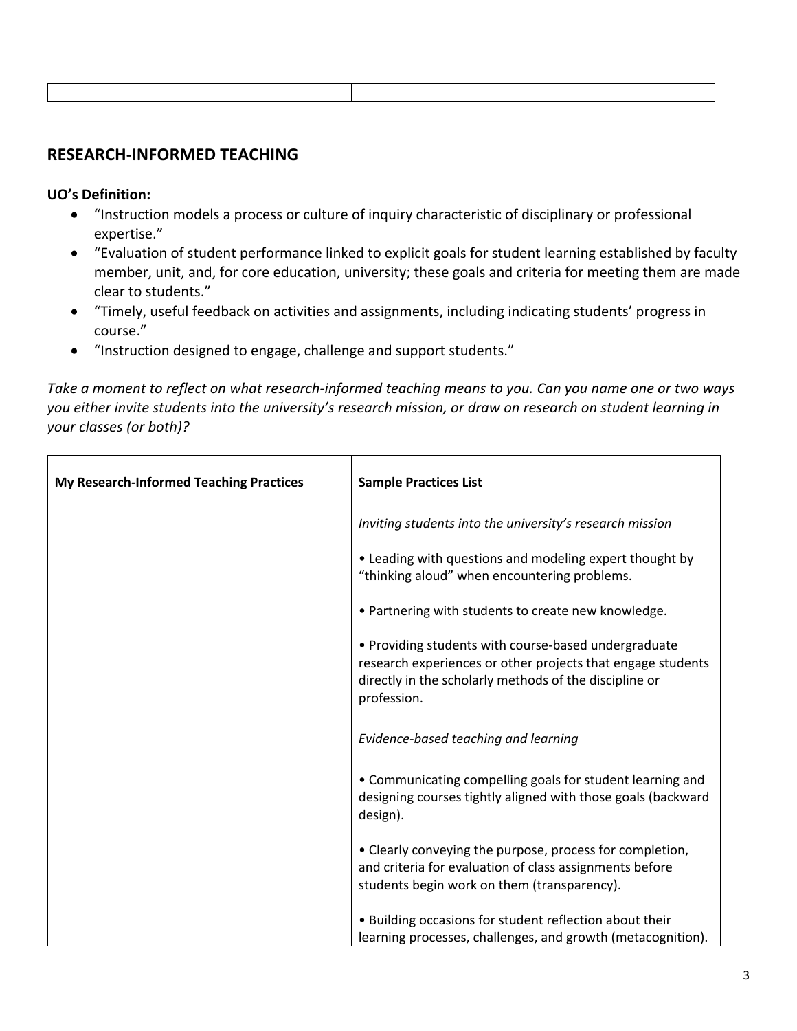| | |
|---|---|
| | |

## RESEARCH-INFORMED TEACHING

**UO's Definition:**

- "Instruction models a process or culture of inquiry characteristic of disciplinary or professional expertise."
- "Evaluation of student performance linked to explicit goals for student learning established by faculty member, unit, and, for core education, university; these goals and criteria for meeting them are made clear to students."
- "Timely, useful feedback on activities and assignments, including indicating students' progress in course."
- "Instruction designed to engage, challenge and support students."

*Take a moment to reflect on what research-informed teaching means to you. Can you name one or two ways you either invite students into the university's research mission, or draw on research on student learning in your classes (or both)?*

| My Research-Informed Teaching Practices | Sample Practices List |
|---|---|
| | *Inviting students into the university's research mission*<br><br>• Leading with questions and modeling expert thought by "thinking aloud" when encountering problems.<br><br>• Partnering with students to create new knowledge.<br><br>• Providing students with course-based undergraduate research experiences or other projects that engage students directly in the scholarly methods of the discipline or profession.<br><br>*Evidence-based teaching and learning*<br><br>• Communicating compelling goals for student learning and designing courses tightly aligned with those goals (backward design).<br><br>• Clearly conveying the purpose, process for completion, and criteria for evaluation of class assignments before students begin work on them (transparency).<br><br>• Building occasions for student reflection about their learning processes, challenges, and growth (metacognition). |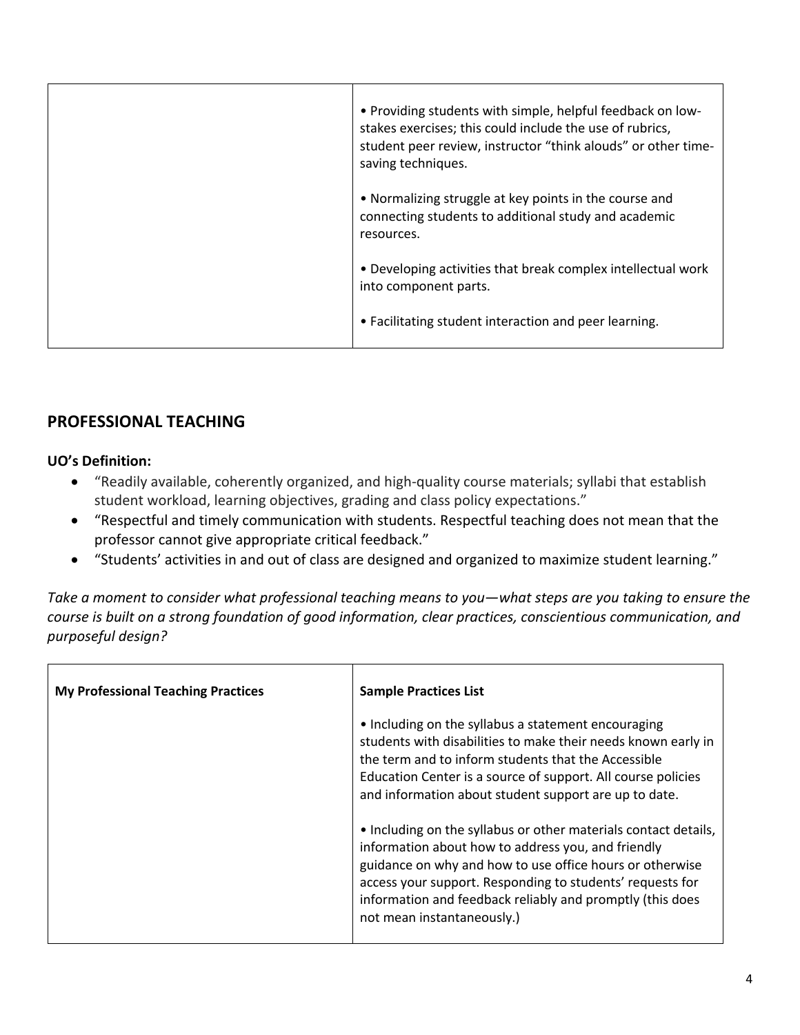| | |
|---|---|
| | • Providing students with simple, helpful feedback on low-stakes exercises; this could include the use of rubrics, student peer review, instructor "think alouds" or other time-saving techniques.<br><br>• Normalizing struggle at key points in the course and connecting students to additional study and academic resources.<br><br>• Developing activities that break complex intellectual work into component parts.<br><br>• Facilitating student interaction and peer learning. |

## PROFESSIONAL TEACHING

**UO's Definition:**

- "Readily available, coherently organized, and high-quality course materials; syllabi that establish student workload, learning objectives, grading and class policy expectations."
- "Respectful and timely communication with students. Respectful teaching does not mean that the professor cannot give appropriate critical feedback."
- "Students' activities in and out of class are designed and organized to maximize student learning."

*Take a moment to consider what professional teaching means to you—what steps are you taking to ensure the course is built on a strong foundation of good information, clear practices, conscientious communication, and purposeful design?*

| **My Professional Teaching Practices** | **Sample Practices List** |
|---|---|
| | • Including on the syllabus a statement encouraging students with disabilities to make their needs known early in the term and to inform students that the Accessible Education Center is a source of support. All course policies and information about student support are up to date.<br><br>• Including on the syllabus or other materials contact details, information about how to address you, and friendly guidance on why and how to use office hours or otherwise access your support. Responding to students' requests for information and feedback reliably and promptly (this does not mean instantaneously.) |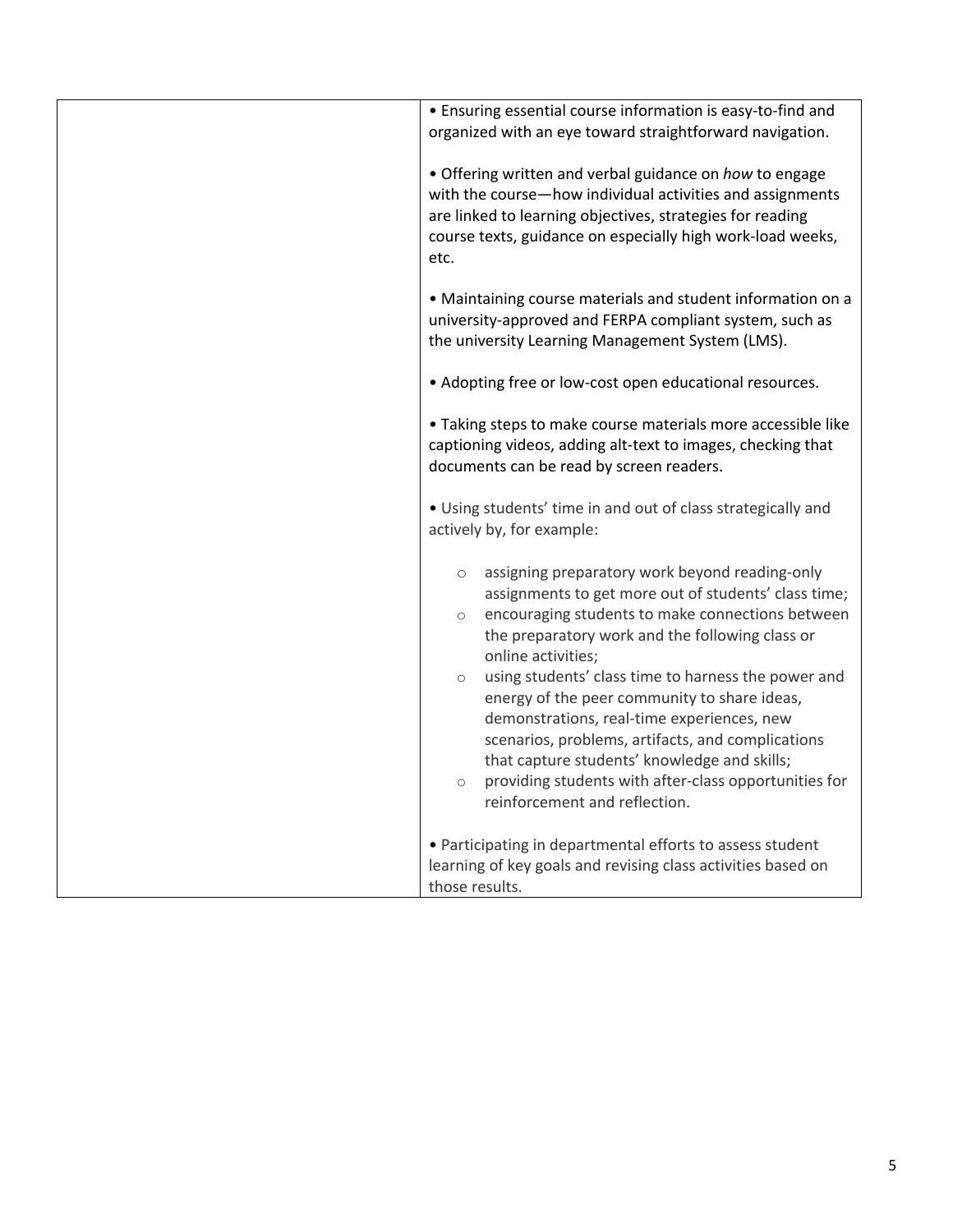| | |
|---|---|
| | • Ensuring essential course information is easy-to-find and organized with an eye toward straightforward navigation.<br><br>• Offering written and verbal guidance on *how* to engage with the course—how individual activities and assignments are linked to learning objectives, strategies for reading course texts, guidance on especially high work-load weeks, etc.<br><br>• Maintaining course materials and student information on a university-approved and FERPA compliant system, such as the university Learning Management System (LMS).<br><br>• Adopting free or low-cost open educational resources.<br><br>• Taking steps to make course materials more accessible like captioning videos, adding alt-text to images, checking that documents can be read by screen readers.<br><br>• Using students' time in and out of class strategically and actively by, for example:<br><br>○ assigning preparatory work beyond reading-only assignments to get more out of students' class time;<br>○ encouraging students to make connections between the preparatory work and the following class or online activities;<br>○ using students' class time to harness the power and energy of the peer community to share ideas, demonstrations, real-time experiences, new scenarios, problems, artifacts, and complications that capture students' knowledge and skills;<br>○ providing students with after-class opportunities for reinforcement and reflection.<br><br>• Participating in departmental efforts to assess student learning of key goals and revising class activities based on those results. |